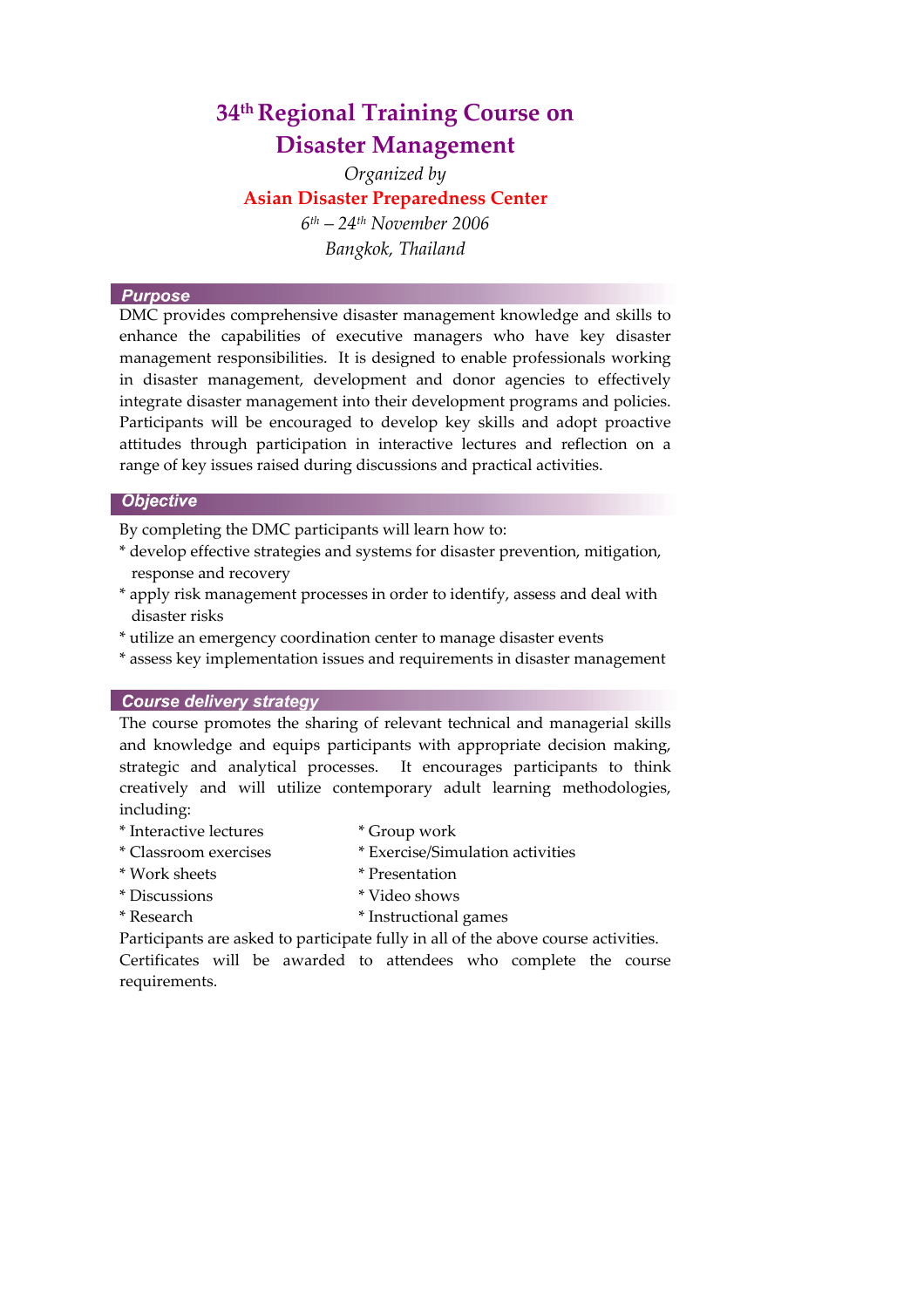# 34th Regional Training Course on Disaster Management

*Organized by*

**Asian Disaster Preparedness Center**

*6th – 24th November 2006*

*Bangkok, Thailand*

## Purpose

DMC provides comprehensive disaster management knowledge and skills to enhance the capabilities of executive managers who have key disaster management responsibilities. It is designed to enable professionals working in disaster management, development and donor agencies to effectively integrate disaster management into their development programs and policies. Participants will be encouraged to develop key skills and adopt proactive attitudes through participation in interactive lectures and reflection on a range of key issues raised during discussions and practical activities.

## Objective

By completing the DMC participants will learn how to:

* develop effective strategies and systems for disaster prevention, mitigation, response and recovery
* apply risk management processes in order to identify, assess and deal with disaster risks
* utilize an emergency coordination center to manage disaster events
* assess key implementation issues and requirements in disaster management

## Course delivery strategy

The course promotes the sharing of relevant technical and managerial skills and knowledge and equips participants with appropriate decision making, strategic and analytical processes. It encourages participants to think creatively and will utilize contemporary adult learning methodologies, including:

* Interactive lectures
* Classroom exercises
* Work sheets
* Discussions
* Research
* Group work
* Exercise/Simulation activities
* Presentation
* Video shows
* Instructional games

Participants are asked to participate fully in all of the above course activities.

Certificates will be awarded to attendees who complete the course requirements.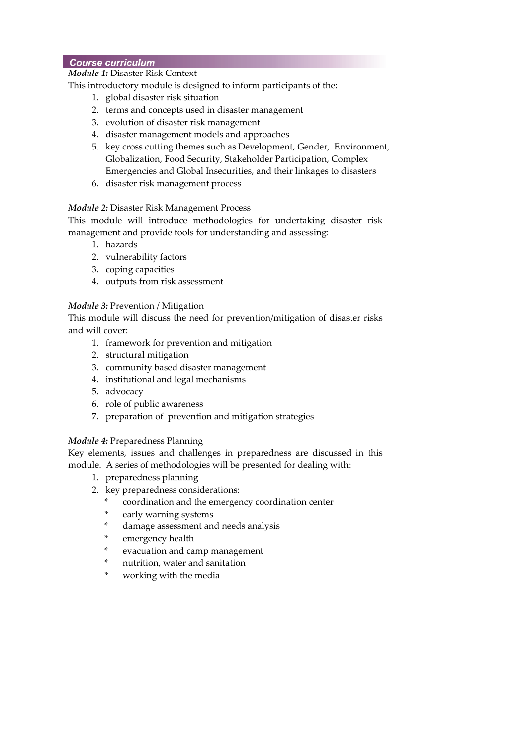## Course curriculum

***Module 1:*** Disaster Risk Context

This introductory module is designed to inform participants of the:

1. global disaster risk situation
2. terms and concepts used in disaster management
3. evolution of disaster risk management
4. disaster management models and approaches
5. key cross cutting themes such as Development, Gender, Environment, Globalization, Food Security, Stakeholder Participation, Complex Emergencies and Global Insecurities, and their linkages to disasters
6. disaster risk management process

***Module 2:*** Disaster Risk Management Process

This module will introduce methodologies for undertaking disaster risk management and provide tools for understanding and assessing:

1. hazards
2. vulnerability factors
3. coping capacities
4. outputs from risk assessment

***Module 3:*** Prevention / Mitigation

This module will discuss the need for prevention/mitigation of disaster risks and will cover:

1. framework for prevention and mitigation
2. structural mitigation
3. community based disaster management
4. institutional and legal mechanisms
5. advocacy
6. role of public awareness
7. preparation of prevention and mitigation strategies

***Module 4:*** Preparedness Planning

Key elements, issues and challenges in preparedness are discussed in this module. A series of methodologies will be presented for dealing with:

1. preparedness planning
2. key preparedness considerations:
   * coordination and the emergency coordination center
   * early warning systems
   * damage assessment and needs analysis
   * emergency health
   * evacuation and camp management
   * nutrition, water and sanitation
   * working with the media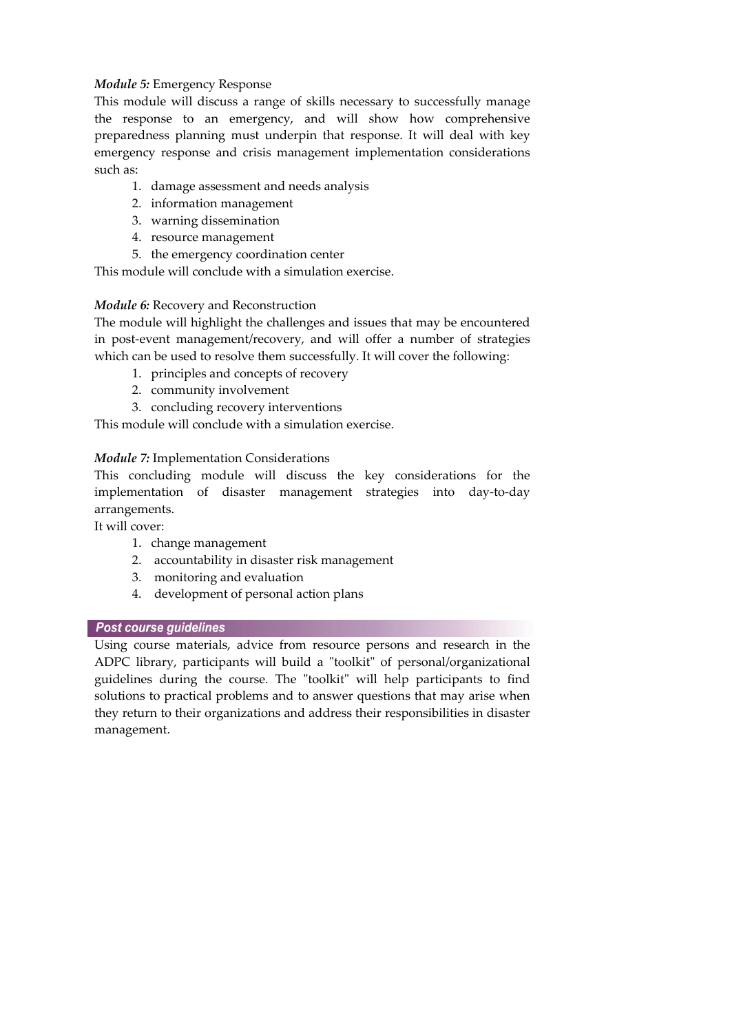*Module 5:* Emergency Response

This module will discuss a range of skills necessary to successfully manage the response to an emergency, and will show how comprehensive preparedness planning must underpin that response. It will deal with key emergency response and crisis management implementation considerations such as:

1. damage assessment and needs analysis
2. information management
3. warning dissemination
4. resource management
5. the emergency coordination center

This module will conclude with a simulation exercise.

*Module 6:* Recovery and Reconstruction

The module will highlight the challenges and issues that may be encountered in post-event management/recovery, and will offer a number of strategies which can be used to resolve them successfully. It will cover the following:

1. principles and concepts of recovery
2. community involvement
3. concluding recovery interventions

This module will conclude with a simulation exercise.

*Module 7:* Implementation Considerations

This concluding module will discuss the key considerations for the implementation of disaster management strategies into day-to-day arrangements.

It will cover:

1. change management
2. accountability in disaster risk management
3. monitoring and evaluation
4. development of personal action plans

## Post course guidelines

Using course materials, advice from resource persons and research in the ADPC library, participants will build a "toolkit" of personal/organizational guidelines during the course. The "toolkit" will help participants to find solutions to practical problems and to answer questions that may arise when they return to their organizations and address their responsibilities in disaster management.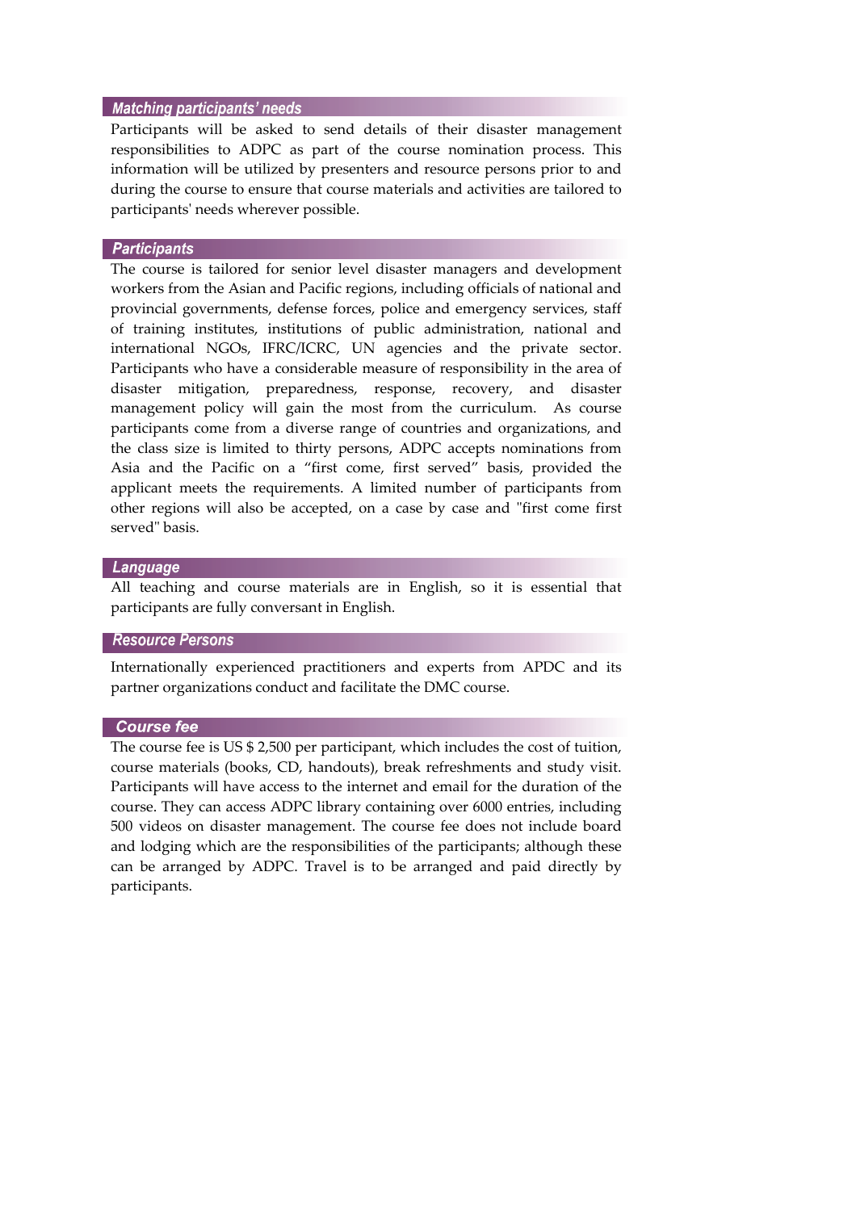### *Matching participants' needs*

Participants will be asked to send details of their disaster management responsibilities to ADPC as part of the course nomination process. This information will be utilized by presenters and resource persons prior to and during the course to ensure that course materials and activities are tailored to participants' needs wherever possible.

### *Participants*

The course is tailored for senior level disaster managers and development workers from the Asian and Pacific regions, including officials of national and provincial governments, defense forces, police and emergency services, staff of training institutes, institutions of public administration, national and international NGOs, IFRC/ICRC, UN agencies and the private sector. Participants who have a considerable measure of responsibility in the area of disaster mitigation, preparedness, response, recovery, and disaster management policy will gain the most from the curriculum. As course participants come from a diverse range of countries and organizations, and the class size is limited to thirty persons, ADPC accepts nominations from Asia and the Pacific on a "first come, first served" basis, provided the applicant meets the requirements. A limited number of participants from other regions will also be accepted, on a case by case and "first come first served" basis.

### *Language*

All teaching and course materials are in English, so it is essential that participants are fully conversant in English.

### *Resource Persons*

Internationally experienced practitioners and experts from APDC and its partner organizations conduct and facilitate the DMC course.

### *Course fee*

The course fee is US $ 2,500 per participant, which includes the cost of tuition, course materials (books, CD, handouts), break refreshments and study visit. Participants will have access to the internet and email for the duration of the course. They can access ADPC library containing over 6000 entries, including 500 videos on disaster management. The course fee does not include board and lodging which are the responsibilities of the participants; although these can be arranged by ADPC. Travel is to be arranged and paid directly by participants.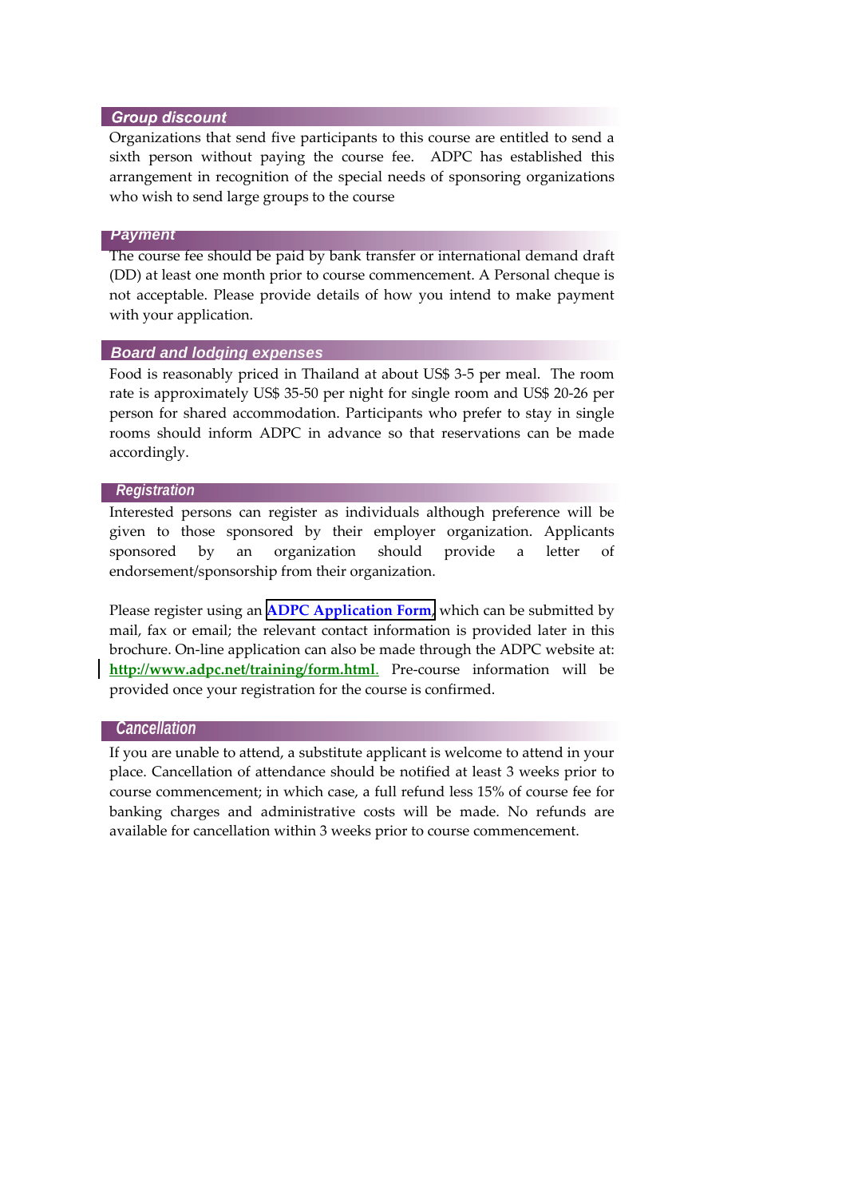## Group discount

Organizations that send five participants to this course are entitled to send a sixth person without paying the course fee. ADPC has established this arrangement in recognition of the special needs of sponsoring organizations who wish to send large groups to the course

## Payment

The course fee should be paid by bank transfer or international demand draft (DD) at least one month prior to course commencement. A Personal cheque is not acceptable. Please provide details of how you intend to make payment with your application.

## Board and lodging expenses

Food is reasonably priced in Thailand at about US$ 3-5 per meal. The room rate is approximately US$ 35-50 per night for single room and US$ 20-26 per person for shared accommodation. Participants who prefer to stay in single rooms should inform ADPC in advance so that reservations can be made accordingly.

## Registration

Interested persons can register as individuals although preference will be given to those sponsored by their employer organization. Applicants sponsored by an organization should provide a letter of endorsement/sponsorship from their organization.

Please register using an **ADPC Application Form**, which can be submitted by mail, fax or email; the relevant contact information is provided later in this brochure. On-line application can also be made through the ADPC website at: **http://www.adpc.net/training/form.html**. Pre-course information will be provided once your registration for the course is confirmed.

## Cancellation

If you are unable to attend, a substitute applicant is welcome to attend in your place. Cancellation of attendance should be notified at least 3 weeks prior to course commencement; in which case, a full refund less 15% of course fee for banking charges and administrative costs will be made. No refunds are available for cancellation within 3 weeks prior to course commencement.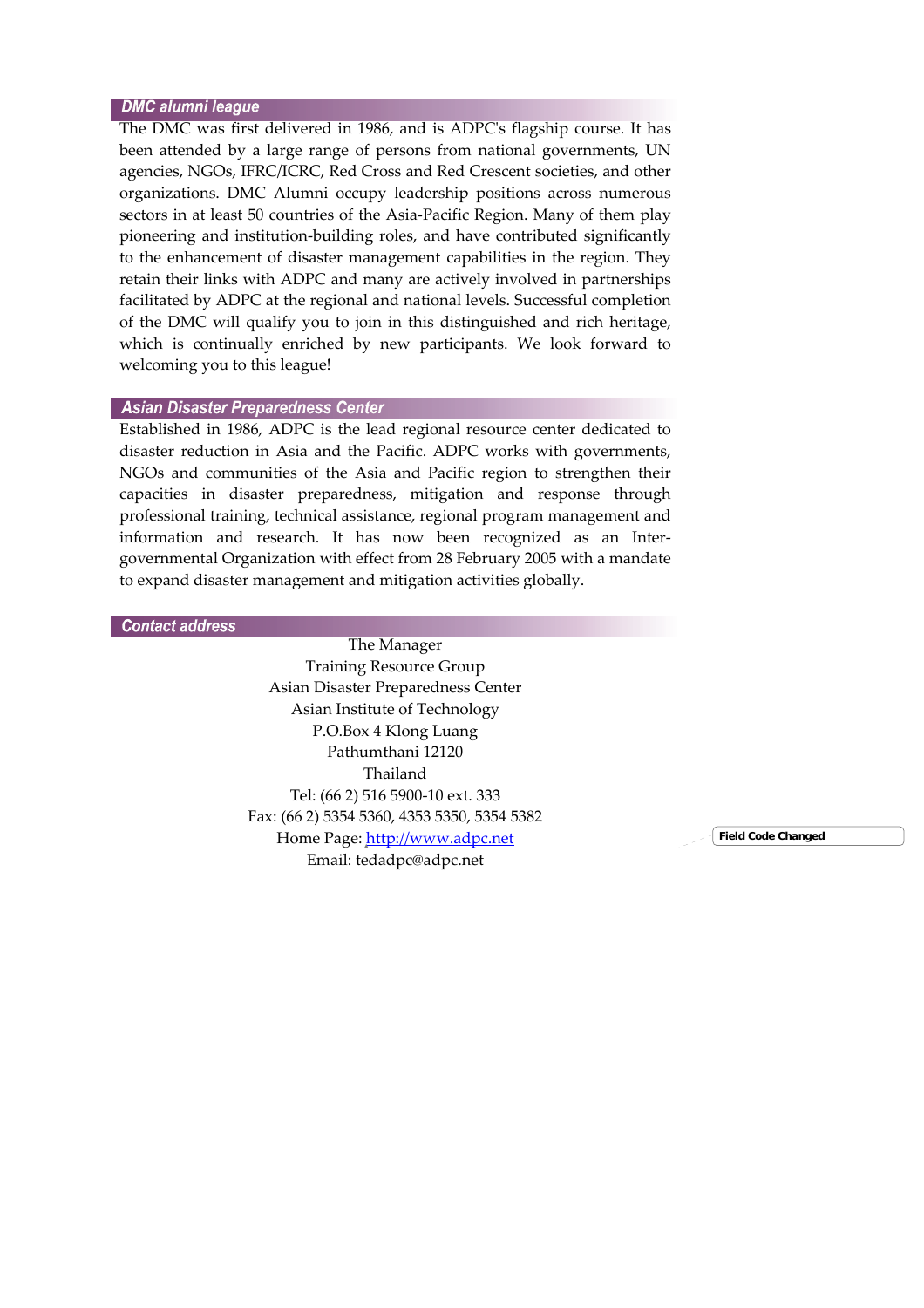## DMC alumni league

The DMC was first delivered in 1986, and is ADPC's flagship course. It has been attended by a large range of persons from national governments, UN agencies, NGOs, IFRC/ICRC, Red Cross and Red Crescent societies, and other organizations. DMC Alumni occupy leadership positions across numerous sectors in at least 50 countries of the Asia-Pacific Region. Many of them play pioneering and institution-building roles, and have contributed significantly to the enhancement of disaster management capabilities in the region. They retain their links with ADPC and many are actively involved in partnerships facilitated by ADPC at the regional and national levels. Successful completion of the DMC will qualify you to join in this distinguished and rich heritage, which is continually enriched by new participants. We look forward to welcoming you to this league!

## Asian Disaster Preparedness Center

Established in 1986, ADPC is the lead regional resource center dedicated to disaster reduction in Asia and the Pacific. ADPC works with governments, NGOs and communities of the Asia and Pacific region to strengthen their capacities in disaster preparedness, mitigation and response through professional training, technical assistance, regional program management and information and research. It has now been recognized as an Inter-governmental Organization with effect from 28 February 2005 with a mandate to expand disaster management and mitigation activities globally.

## Contact address

The Manager
Training Resource Group
Asian Disaster Preparedness Center
Asian Institute of Technology
P.O.Box 4 Klong Luang
Pathumthani 12120
Thailand
Tel: (66 2) 516 5900-10 ext. 333
Fax: (66 2) 5354 5360, 4353 5350, 5354 5382
Home Page: http://www.adpc.net
Email: tedadpc@adpc.net